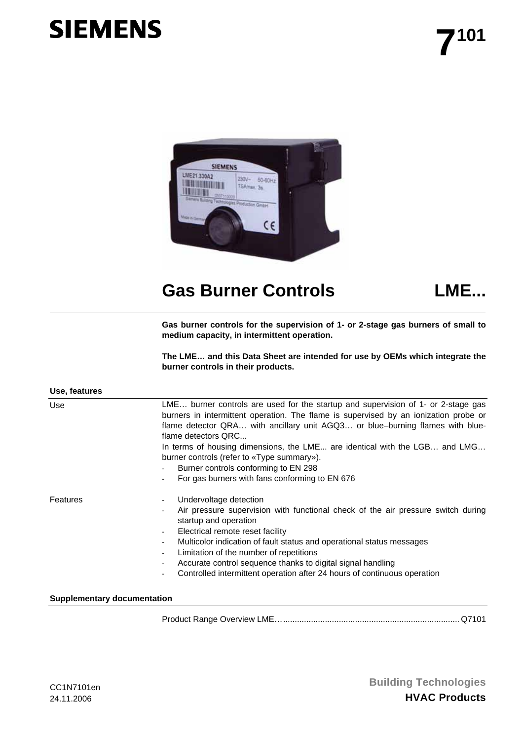# Gas Burner Controls LME...

**Gas burner controls for the supervision of 1- or 2-stage gas burners of small to medium capacity, in intermittent operation.**

**The LME… and this Data Sheet are intended for use by OEMs which integrate the burner controls in their products.**

## Use, features

### Use

LME… burner controls are used for the startup and supervision of 1- or 2-stage gas burners in intermittent operation. The flame is supervised by an ionization probe or flame detector QRA… with ancillary unit AGQ3… or blue–burning flames with blue-flame detectors QRC...

In terms of housing dimensions, the LME... are identical with the LGB… and LMG… burner controls (refer to «Type summary»).

- Burner controls conforming to EN 298
- For gas burners with fans conforming to EN 676

### Features

- Undervoltage detection
- Air pressure supervision with functional check of the air pressure switch during startup and operation
- Electrical remote reset facility
- Multicolor indication of fault status and operational status messages
- Limitation of the number of repetitions
- Accurate control sequence thanks to digital signal handling
- Controlled intermittent operation after 24 hours of continuous operation

## Supplementary documentation

Product Range Overview LME…........................................................................... Q7101

CC1N7101en
24.11.2006

Building Technologies
**HVAC Products**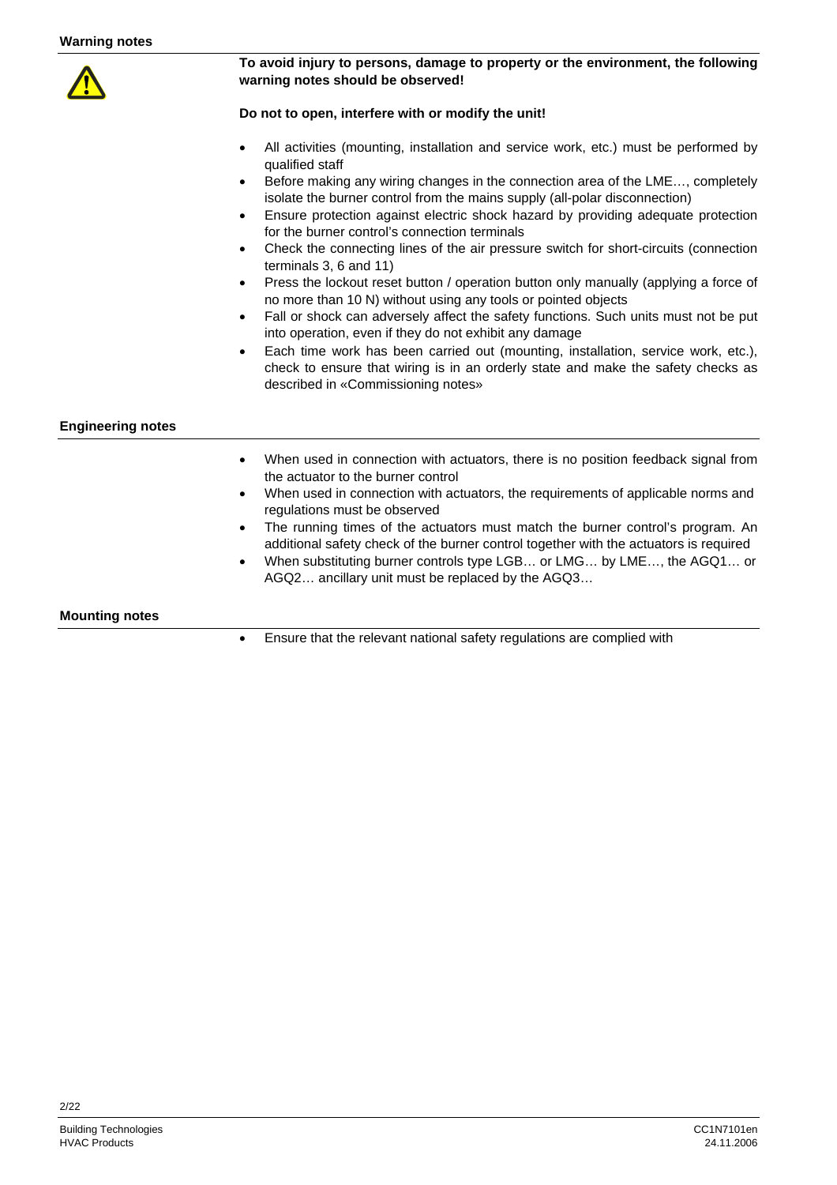## Warning notes

**To avoid injury to persons, damage to property or the environment, the following warning notes should be observed!**

**Do not to open, interfere with or modify the unit!**

- All activities (mounting, installation and service work, etc.) must be performed by qualified staff
- Before making any wiring changes in the connection area of the LME…, completely isolate the burner control from the mains supply (all-polar disconnection)
- Ensure protection against electric shock hazard by providing adequate protection for the burner control's connection terminals
- Check the connecting lines of the air pressure switch for short-circuits (connection terminals 3, 6 and 11)
- Press the lockout reset button / operation button only manually (applying a force of no more than 10 N) without using any tools or pointed objects
- Fall or shock can adversely affect the safety functions. Such units must not be put into operation, even if they do not exhibit any damage
- Each time work has been carried out (mounting, installation, service work, etc.), check to ensure that wiring is in an orderly state and make the safety checks as described in «Commissioning notes»

## Engineering notes

- When used in connection with actuators, there is no position feedback signal from the actuator to the burner control
- When used in connection with actuators, the requirements of applicable norms and regulations must be observed
- The running times of the actuators must match the burner control's program. An additional safety check of the burner control together with the actuators is required
- When substituting burner controls type LGB… or LMG… by LME…, the AGQ1… or AGQ2… ancillary unit must be replaced by the AGQ3…

## Mounting notes

- Ensure that the relevant national safety regulations are complied with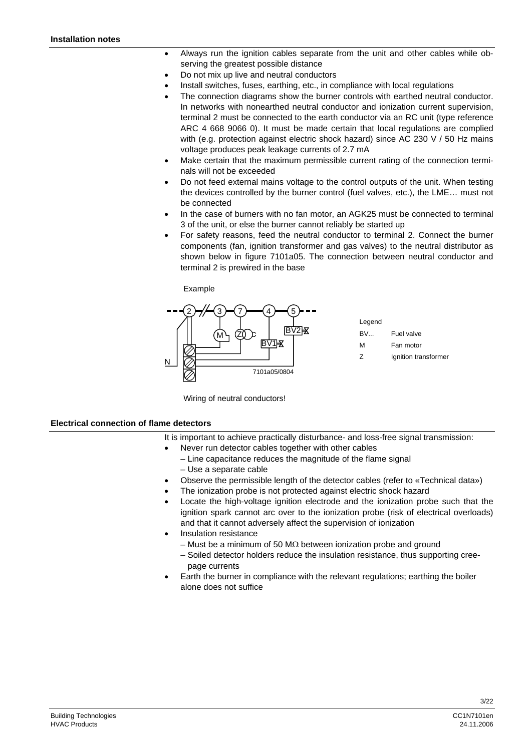## Installation notes

- Always run the ignition cables separate from the unit and other cables while observing the greatest possible distance
- Do not mix up live and neutral conductors
- Install switches, fuses, earthing, etc., in compliance with local regulations
- The connection diagrams show the burner controls with earthed neutral conductor. In networks with nonearthed neutral conductor and ionization current supervision, terminal 2 must be connected to the earth conductor via an RC unit (type reference ARC 4 668 9066 0). It must be made certain that local regulations are complied with (e.g. protection against electric shock hazard) since AC 230 V / 50 Hz mains voltage produces peak leakage currents of 2.7 mA
- Make certain that the maximum permissible current rating of the connection terminals will not be exceeded
- Do not feed external mains voltage to the control outputs of the unit. When testing the devices controlled by the burner control (fuel valves, etc.), the LME… must not be connected
- In the case of burners with no fan motor, an AGK25 must be connected to terminal 3 of the unit, or else the burner cannot reliably be started up
- For safety reasons, feed the neutral conductor to terminal 2. Connect the burner components (fan, ignition transformer and gas valves) to the neutral distributor as shown below in figure 7101a05. The connection between neutral conductor and terminal 2 is prewired in the base

Example

7101a05/0804

| Legend | |
|---|---|
| BV... | Fuel valve |
| M | Fan motor |
| Z | Ignition transformer |

Wiring of neutral conductors!

## Electrical connection of flame detectors

It is important to achieve practically disturbance- and loss-free signal transmission:

- Never run detector cables together with other cables
  - Line capacitance reduces the magnitude of the flame signal
  - Use a separate cable
- Observe the permissible length of the detector cables (refer to «Technical data»)
- The ionization probe is not protected against electric shock hazard
- Locate the high-voltage ignition electrode and the ionization probe such that the ignition spark cannot arc over to the ionization probe (risk of electrical overloads) and that it cannot adversely affect the supervision of ionization
- Insulation resistance
  - Must be a minimum of 50 MΩ between ionization probe and ground
  - Soiled detector holders reduce the insulation resistance, thus supporting creepage currents
- Earth the burner in compliance with the relevant regulations; earthing the boiler alone does not suffice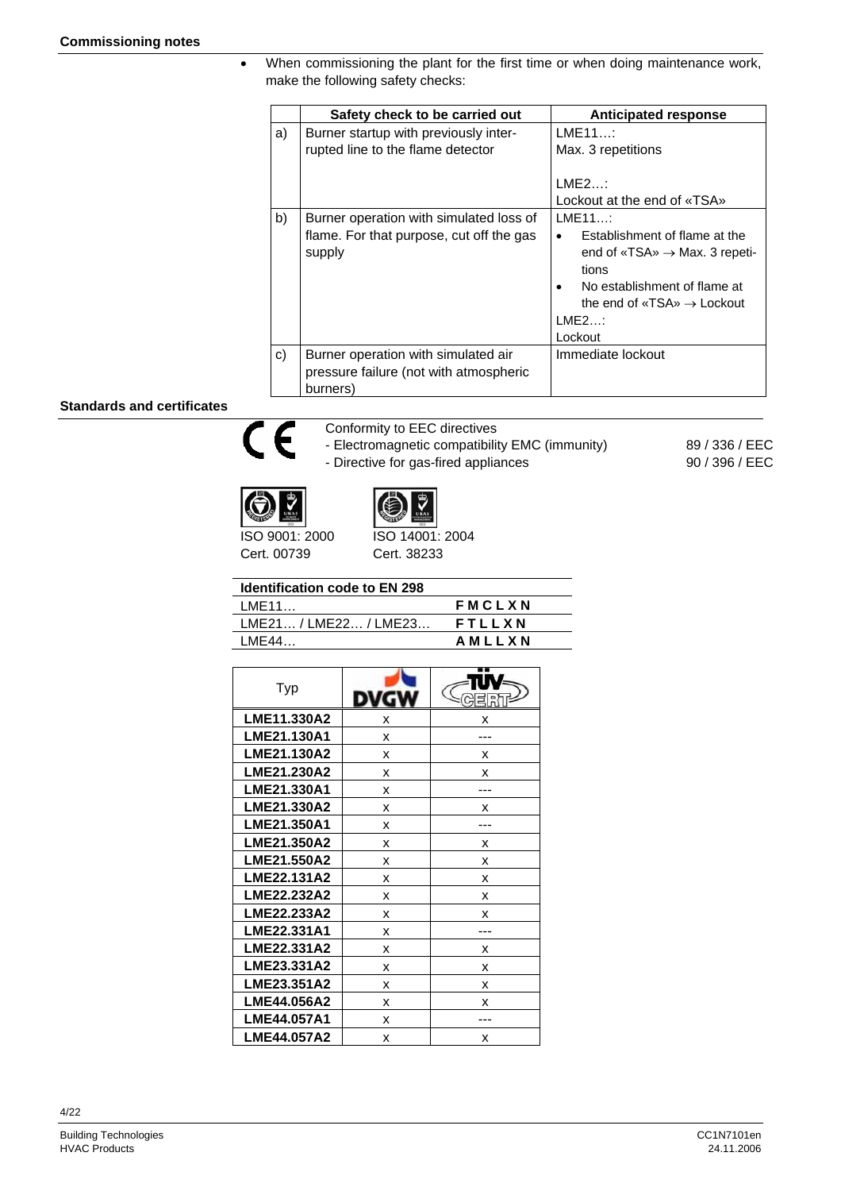**Commissioning notes**

- When commissioning the plant for the first time or when doing maintenance work, make the following safety checks:

| | Safety check to be carried out | Anticipated response |
|---|---|---|
| a) | Burner startup with previously interrupted line to the flame detector | LME11…:<br>Max. 3 repetitions<br><br>LME2…:<br>Lockout at the end of «TSA» |
| b) | Burner operation with simulated loss of flame. For that purpose, cut off the gas supply | LME11…:<br>• Establishment of flame at the end of «TSA» → Max. 3 repetitions<br>• No establishment of flame at the end of «TSA» → Lockout<br>LME2…:<br>Lockout |
| c) | Burner operation with simulated air pressure failure (not with atmospheric burners) | Immediate lockout |

**Standards and certificates**

CE

Conformity to EEC directives

- Electromagnetic compatibility EMC (immunity) 89 / 336 / EEC
- Directive for gas-fired appliances 90 / 396 / EEC

ISO 9001: 2000
Cert. 00739

ISO 14001: 2004
Cert. 38233

| Identification code to EN 298 | |
|---|---|
| LME11… | **F M C L X N** |
| LME21… / LME22… / LME23… | **F T L L X N** |
| LME44… | **A M L L X N** |

| Typ | DVGW | TÜV CERT |
|---|---|---|
| **LME11.330A2** | x | x |
| **LME21.130A1** | x | --- |
| **LME21.130A2** | x | x |
| **LME21.230A2** | x | x |
| **LME21.330A1** | x | --- |
| **LME21.330A2** | x | x |
| **LME21.350A1** | x | --- |
| **LME21.350A2** | x | x |
| **LME21.550A2** | x | x |
| **LME22.131A2** | x | x |
| **LME22.232A2** | x | x |
| **LME22.233A2** | x | x |
| **LME22.331A1** | x | --- |
| **LME22.331A2** | x | x |
| **LME23.331A2** | x | x |
| **LME23.351A2** | x | x |
| **LME44.056A2** | x | x |
| **LME44.057A1** | x | --- |
| **LME44.057A2** | x | x |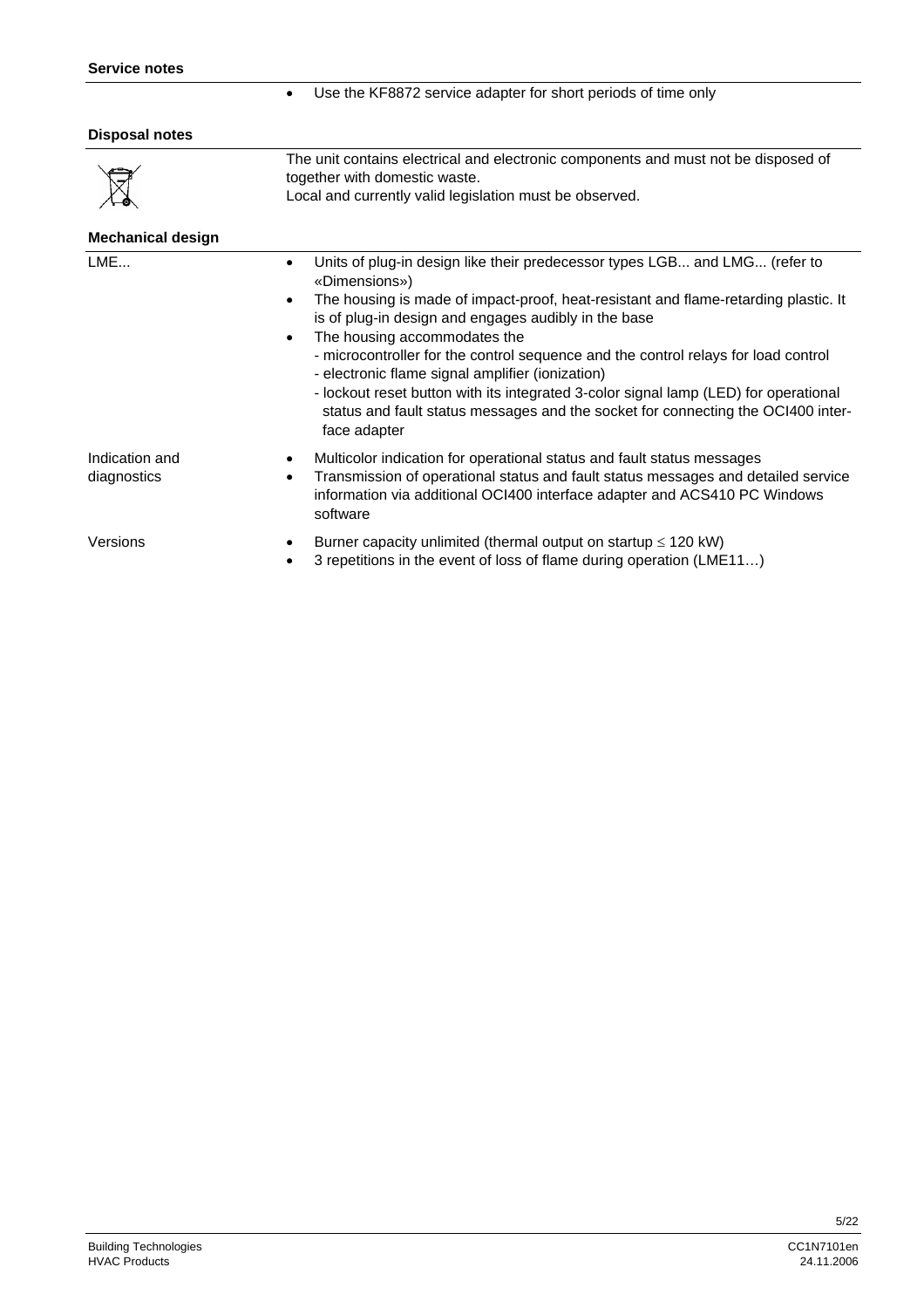**Service notes**

- Use the KF8872 service adapter for short periods of time only

**Disposal notes**

The unit contains electrical and electronic components and must not be disposed of together with domestic waste.
Local and currently valid legislation must be observed.

**Mechanical design**

LME...

- Units of plug-in design like their predecessor types LGB... and LMG... (refer to «Dimensions»)
- The housing is made of impact-proof, heat-resistant and flame-retarding plastic. It is of plug-in design and engages audibly in the base
- The housing accommodates the
  - microcontroller for the control sequence and the control relays for load control
  - electronic flame signal amplifier (ionization)
  - lockout reset button with its integrated 3-color signal lamp (LED) for operational status and fault status messages and the socket for connecting the OCI400 interface adapter

Indication and diagnostics

- Multicolor indication for operational status and fault status messages
- Transmission of operational status and fault status messages and detailed service information via additional OCI400 interface adapter and ACS410 PC Windows software

Versions

- Burner capacity unlimited (thermal output on startup $\leq$ 120 kW)
- 3 repetitions in the event of loss of flame during operation (LME11…)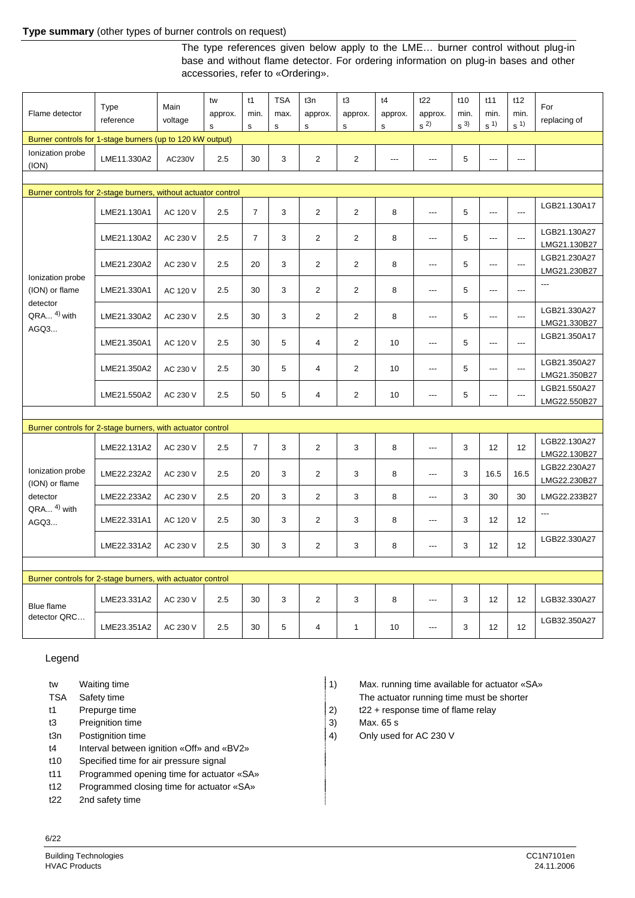**Type summary** (other types of burner controls on request)

The type references given below apply to the LME… burner control without plug-in base and without flame detector. For ordering information on plug-in bases and other accessories, refer to «Ordering».

| Flame detector | Type reference | Main voltage | tw approx. s | t1 min. s | TSA max. s | t3n approx. s | t3 approx. s | t4 approx. s | t22 approx. s [2] | t10 min. s [3] | t11 min. s [1] | t12 min. s [1] | For replacing of |
|---|---|---|---|---|---|---|---|---|---|---|---|---|---|
| **Burner controls for 1-stage burners (up to 120 kW output)** | | | | | | | | | | | | | |
| Ionization probe (ION) | LME11.330A2 | AC230V | 2.5 | 30 | 3 | 2 | 2 | --- | --- | 5 | --- | --- | |
| **Burner controls for 2-stage burners, without actuator control** | | | | | | | | | | | | | |
| Ionization probe (ION) or flame detector QRA... [4] with AGQ3... | LME21.130A1 | AC 120 V | 2.5 | 7 | 3 | 2 | 2 | 8 | --- | 5 | --- | --- | LGB21.130A17 |
| | LME21.130A2 | AC 230 V | 2.5 | 7 | 3 | 2 | 2 | 8 | --- | 5 | --- | --- | LGB21.130A27 LMG21.130B27 |
| | LME21.230A2 | AC 230 V | 2.5 | 20 | 3 | 2 | 2 | 8 | --- | 5 | --- | --- | LGB21.230A27 LMG21.230B27 |
| | LME21.330A1 | AC 120 V | 2.5 | 30 | 3 | 2 | 2 | 8 | --- | 5 | --- | --- | --- |
| | LME21.330A2 | AC 230 V | 2.5 | 30 | 3 | 2 | 2 | 8 | --- | 5 | --- | --- | LGB21.330A27 LMG21.330B27 |
| | LME21.350A1 | AC 120 V | 2.5 | 30 | 5 | 4 | 2 | 10 | --- | 5 | --- | --- | LGB21.350A17 |
| | LME21.350A2 | AC 230 V | 2.5 | 30 | 5 | 4 | 2 | 10 | --- | 5 | --- | --- | LGB21.350A27 LMG21.350B27 |
| | LME21.550A2 | AC 230 V | 2.5 | 50 | 5 | 4 | 2 | 10 | --- | 5 | --- | --- | LGB21.550A27 LMG22.550B27 |
| **Burner controls for 2-stage burners, with actuator control** | | | | | | | | | | | | | |
| Ionization probe (ION) or flame detector QRA... [4] with AGQ3... | LME22.131A2 | AC 230 V | 2.5 | 7 | 3 | 2 | 3 | 8 | --- | 3 | 12 | 12 | LGB22.130A27 LMG22.130B27 |
| | LME22.232A2 | AC 230 V | 2.5 | 20 | 3 | 2 | 3 | 8 | --- | 3 | 16.5 | 16.5 | LGB22.230A27 LMG22.230B27 |
| | LME22.233A2 | AC 230 V | 2.5 | 20 | 3 | 2 | 3 | 8 | --- | 3 | 30 | 30 | LMG22.233B27 |
| | LME22.331A1 | AC 120 V | 2.5 | 30 | 3 | 2 | 3 | 8 | --- | 3 | 12 | 12 | --- |
| | LME22.331A2 | AC 230 V | 2.5 | 30 | 3 | 2 | 3 | 8 | --- | 3 | 12 | 12 | LGB22.330A27 |
| **Burner controls for 2-stage burners, with actuator control** | | | | | | | | | | | | | |
| Blue flame detector QRC… | LME23.331A2 | AC 230 V | 2.5 | 30 | 3 | 2 | 3 | 8 | --- | 3 | 12 | 12 | LGB32.330A27 |
| | LME23.351A2 | AC 230 V | 2.5 | 30 | 5 | 4 | 1 | 10 | --- | 3 | 12 | 12 | LGB32.350A27 |

Legend

- tw Waiting time
- TSA Safety time
- t1 Prepurge time
- t3 Preignition time
- t3n Postignition time
- t4 Interval between ignition «Off» and «BV2»
- t10 Specified time for air pressure signal
- t11 Programmed opening time for actuator «SA»
- t12 Programmed closing time for actuator «SA»
- t22 2nd safety time

1) Max. running time available for actuator «SA»
   The actuator running time must be shorter
2) t22 + response time of flame relay
3) Max. 65 s
4) Only used for AC 230 V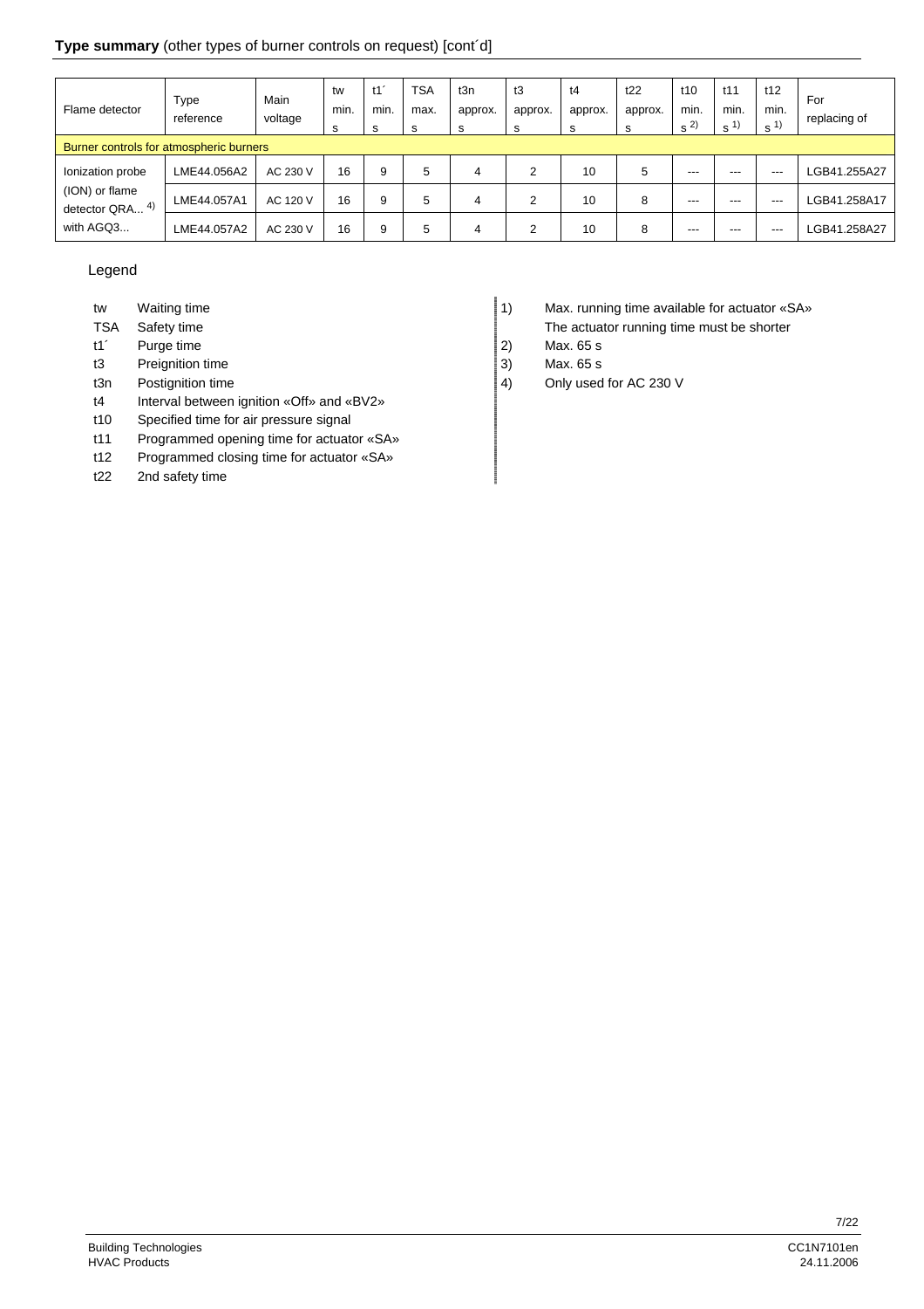**Type summary** (other types of burner controls on request) [cont´d]

| Flame detector | Type reference | Main voltage | tw min. s | t1´ min. s | TSA max. s | t3n approx. s | t3 approx. s | t4 approx. s | t22 approx. s | t10 min. s [2] | t11 min. s [1] | t12 min. s [1] | For replacing of |
|---|---|---|---|---|---|---|---|---|---|---|---|---|---|
| Burner controls for atmospheric burners | | | | | | | | | | | | | |
| Ionization probe (ION) or flame detector QRA... [4] with AGQ3... | LME44.056A2 | AC 230 V | 16 | 9 | 5 | 4 | 2 | 10 | 5 | --- | --- | --- | LGB41.255A27 |
| | LME44.057A1 | AC 120 V | 16 | 9 | 5 | 4 | 2 | 10 | 8 | --- | --- | --- | LGB41.258A17 |
| | LME44.057A2 | AC 230 V | 16 | 9 | 5 | 4 | 2 | 10 | 8 | --- | --- | --- | LGB41.258A27 |

Legend

| | |
|---|---|
| tw | Waiting time |
| TSA | Safety time |
| t1´ | Purge time |
| t3 | Preignition time |
| t3n | Postignition time |
| t4 | Interval between ignition «Off» and «BV2» |
| t10 | Specified time for air pressure signal |
| t11 | Programmed opening time for actuator «SA» |
| t12 | Programmed closing time for actuator «SA» |
| t22 | 2nd safety time |

1) Max. running time available for actuator «SA»
   The actuator running time must be shorter
2) Max. 65 s
3) Max. 65 s
4) Only used for AC 230 V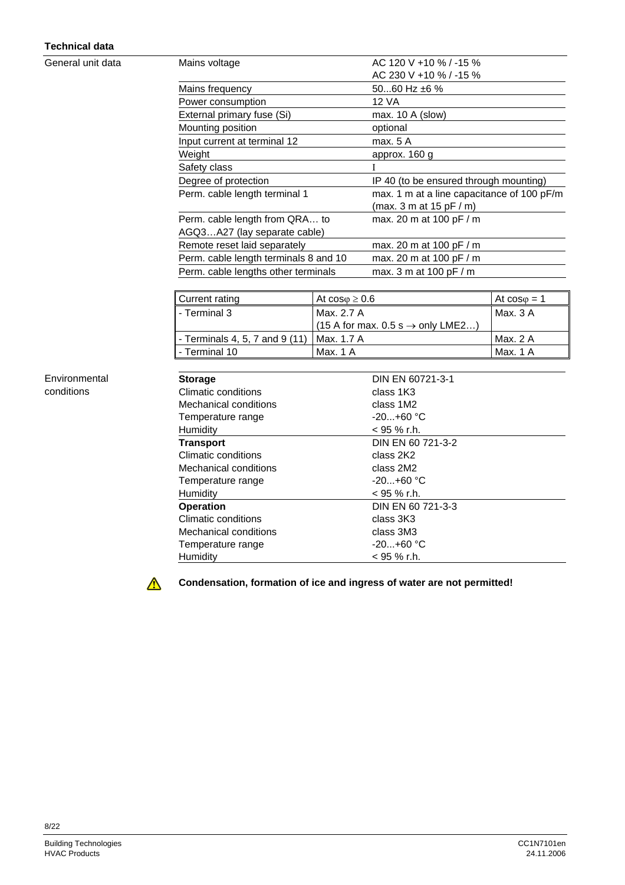## Technical data

**General unit data**

| | |
|---|---|
| Mains voltage | AC 120 V +10 % / -15 %<br>AC 230 V +10 % / -15 % |
| Mains frequency | 50...60 Hz ±6 % |
| Power consumption | 12 VA |
| External primary fuse (Si) | max. 10 A (slow) |
| Mounting position | optional |
| Input current at terminal 12 | max. 5 A |
| Weight | approx. 160 g |
| Safety class | I |
| Degree of protection | IP 40 (to be ensured through mounting) |
| Perm. cable length terminal 1 | max. 1 m at a line capacitance of 100 pF/m<br>(max. 3 m at 15 pF / m) |
| Perm. cable length from QRA… to AGQ3…A27 (lay separate cable) | max. 20 m at 100 pF / m |
| Remote reset laid separately | max. 20 m at 100 pF / m |
| Perm. cable length terminals 8 and 10 | max. 20 m at 100 pF / m |
| Perm. cable lengths other terminals | max. 3 m at 100 pF / m |

| Current rating | At $\cos\varphi \geq 0.6$ | At $\cos\varphi = 1$ |
|---|---|---|
| - Terminal 3 | Max. 2.7 A<br>(15 A for max. 0.5 s → only LME2…) | Max. 3 A |
| - Terminals 4, 5, 7 and 9 (11) | Max. 1.7 A | Max. 2 A |
| - Terminal 10 | Max. 1 A | Max. 1 A |

**Environmental conditions**

| | |
|---|---|
| **Storage** | DIN EN 60721-3-1 |
| Climatic conditions | class 1K3 |
| Mechanical conditions | class 1M2 |
| Temperature range | -20...+60 °C |
| Humidity | < 95 % r.h. |
| **Transport** | DIN EN 60 721-3-2 |
| Climatic conditions | class 2K2 |
| Mechanical conditions | class 2M2 |
| Temperature range | -20...+60 °C |
| Humidity | < 95 % r.h. |
| **Operation** | DIN EN 60 721-3-3 |
| Climatic conditions | class 3K3 |
| Mechanical conditions | class 3M3 |
| Temperature range | -20...+60 °C |
| Humidity | < 95 % r.h. |

⚠ **Condensation, formation of ice and ingress of water are not permitted!**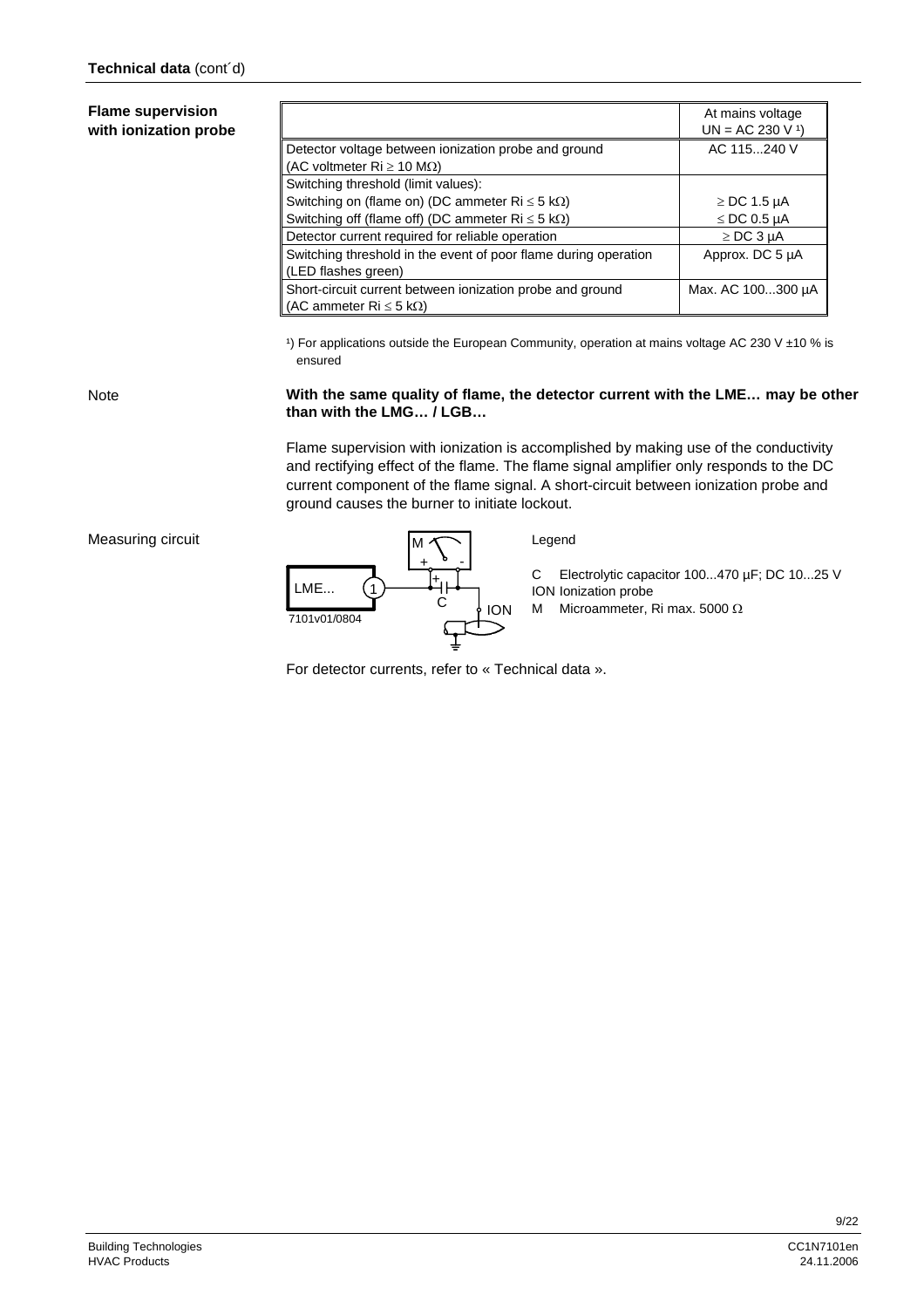**Technical data** (cont´d)

**Flame supervision with ionization probe**

| | At mains voltage UN = AC 230 V ¹) |
|---|---|
| Detector voltage between ionization probe and ground (AC voltmeter Ri ≥ 10 MΩ) | AC 115...240 V |
| Switching threshold (limit values):<br>Switching on (flame on) (DC ammeter Ri ≤ 5 kΩ)<br>Switching off (flame off) (DC ammeter Ri ≤ 5 kΩ) | <br>≥ DC 1.5 µA<br>≤ DC 0.5 µA |
| Detector current required for reliable operation | ≥ DC 3 µA |
| Switching threshold in the event of poor flame during operation (LED flashes green) | Approx. DC 5 µA |
| Short-circuit current between ionization probe and ground (AC ammeter Ri ≤ 5 kΩ) | Max. AC 100...300 µA |

¹) For applications outside the European Community, operation at mains voltage AC 230 V ±10 % is ensured

Note

**With the same quality of flame, the detector current with the LME… may be other than with the LMG… / LGB…**

Flame supervision with ionization is accomplished by making use of the conductivity and rectifying effect of the flame. The flame signal amplifier only responds to the DC current component of the flame signal. A short-circuit between ionization probe and ground causes the burner to initiate lockout.

Measuring circuit

Legend

C Electrolytic capacitor 100...470 µF; DC 10...25 V
ION Ionization probe
M Microammeter, Ri max. 5000 Ω

For detector currents, refer to « Technical data ».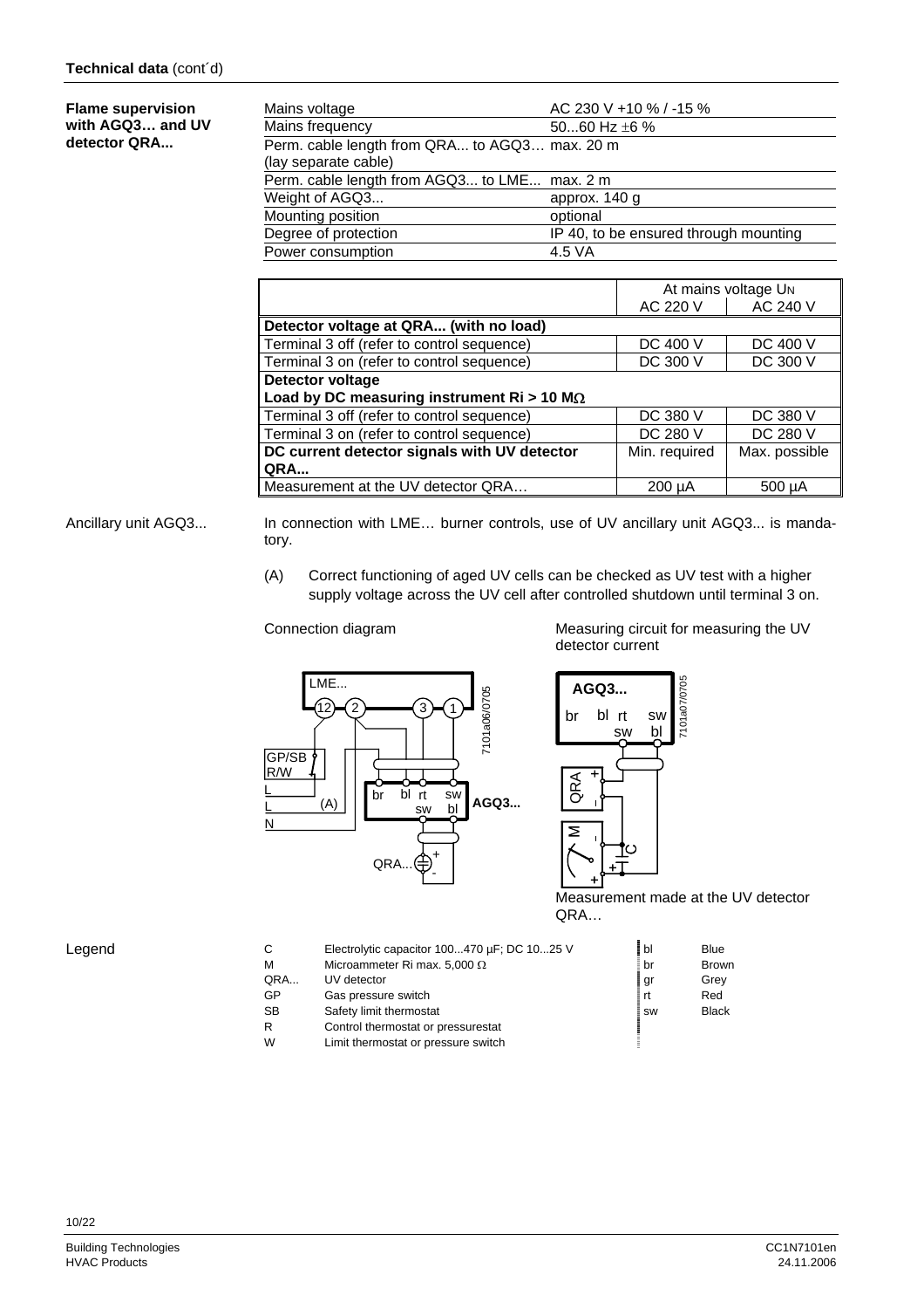**Technical data** (cont´d)

**Flame supervision with AGQ3… and UV detector QRA...**

| | |
|---|---|
| Mains voltage | AC 230 V +10 % / -15 % |
| Mains frequency | 50...60 Hz ±6 % |
| Perm. cable length from QRA... to AGQ3… (lay separate cable) | max. 20 m |
| Perm. cable length from AGQ3... to LME... | max. 2 m |
| Weight of AGQ3... | approx. 140 g |
| Mounting position | optional |
| Degree of protection | IP 40, to be ensured through mounting |
| Power consumption | 4.5 VA |

| | At mains voltage $U_N$ | |
|---|---|---|
| | AC 220 V | AC 240 V |
| **Detector voltage at QRA... (with no load)** | | |
| Terminal 3 off (refer to control sequence) | DC 400 V | DC 400 V |
| Terminal 3 on (refer to control sequence) | DC 300 V | DC 300 V |
| **Detector voltage** **Load by DC measuring instrument Ri > 10 MΩ** | | |
| Terminal 3 off (refer to control sequence) | DC 380 V | DC 380 V |
| Terminal 3 on (refer to control sequence) | DC 280 V | DC 280 V |
| **DC current detector signals with UV detector QRA...** | Min. required | Max. possible |
| Measurement at the UV detector QRA… | 200 µA | 500 µA |

Ancillary unit AGQ3...

In connection with LME… burner controls, use of UV ancillary unit AGQ3... is mandatory.

(A) Correct functioning of aged UV cells can be checked as UV test with a higher supply voltage across the UV cell after controlled shutdown until terminal 3 on.

Connection diagram

Measuring circuit for measuring the UV detector current

Measurement made at the UV detector QRA…

Legend

| | | | |
|---|---|---|---|
| C | Electrolytic capacitor 100...470 µF; DC 10...25 V | bl | Blue |
| M | Microammeter Ri max. 5,000 Ω | br | Brown |
| QRA... | UV detector | gr | Grey |
| GP | Gas pressure switch | rt | Red |
| SB | Safety limit thermostat | sw | Black |
| R | Control thermostat or pressurestat | | |
| W | Limit thermostat or pressure switch | | |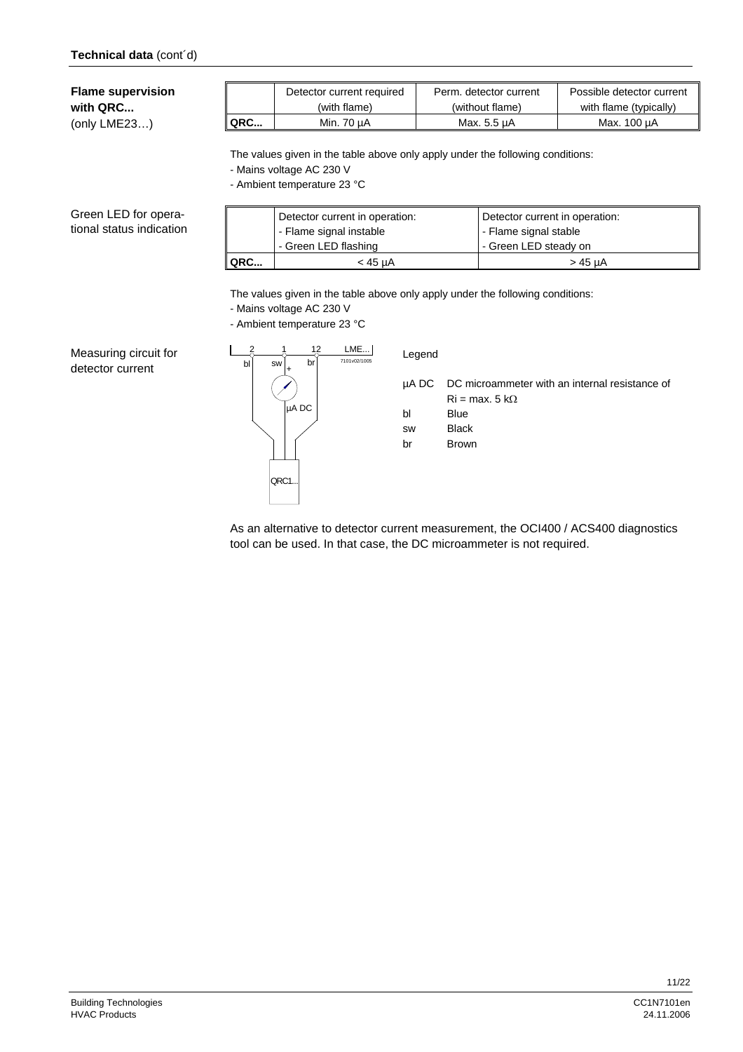**Technical data** (cont´d)

**Flame supervision with QRC...**
(only LME23…)

| | Detector current required (with flame) | Perm. detector current (without flame) | Possible detector current with flame (typically) |
|---|---|---|---|
| **QRC...** | Min. 70 µA | Max. 5.5 µA | Max. 100 µA |

The values given in the table above only apply under the following conditions:
- Mains voltage AC 230 V
- Ambient temperature 23 °C

Green LED for operational status indication

| | Detector current in operation: - Flame signal instable - Green LED flashing | Detector current in operation: - Flame signal stable - Green LED steady on |
|---|---|---|
| **QRC...** | < 45 µA | > 45 µA |

The values given in the table above only apply under the following conditions:
- Mains voltage AC 230 V
- Ambient temperature 23 °C

Measuring circuit for detector current

Legend

| | |
|---|---|
| µA DC | DC microammeter with an internal resistance of Ri = max. 5 kΩ |
| bl | Blue |
| sw | Black |
| br | Brown |

As an alternative to detector current measurement, the OCI400 / ACS400 diagnostics tool can be used. In that case, the DC microammeter is not required.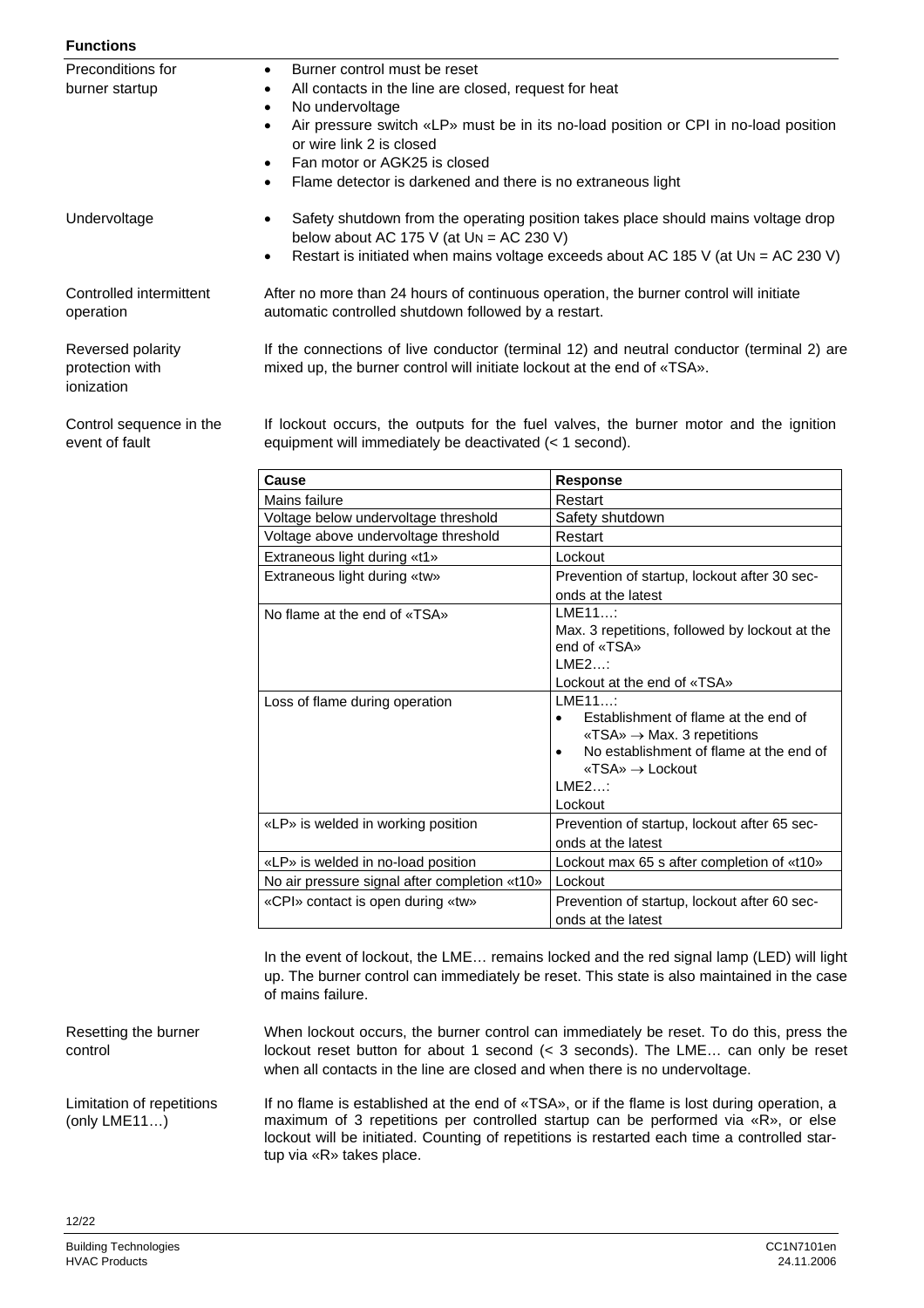## Functions

**Preconditions for burner startup**

- Burner control must be reset
- All contacts in the line are closed, request for heat
- No undervoltage
- Air pressure switch «LP» must be in its no-load position or CPI in no-load position or wire link 2 is closed
- Fan motor or AGK25 is closed
- Flame detector is darkened and there is no extraneous light

**Undervoltage**

- Safety shutdown from the operating position takes place should mains voltage drop below about AC 175 V (at $U_N$ = AC 230 V)
- Restart is initiated when mains voltage exceeds about AC 185 V (at $U_N$ = AC 230 V)

**Controlled intermittent operation**

After no more than 24 hours of continuous operation, the burner control will initiate automatic controlled shutdown followed by a restart.

**Reversed polarity protection with ionization**

If the connections of live conductor (terminal 12) and neutral conductor (terminal 2) are mixed up, the burner control will initiate lockout at the end of «TSA».

**Control sequence in the event of fault**

If lockout occurs, the outputs for the fuel valves, the burner motor and the ignition equipment will immediately be deactivated (< 1 second).

| Cause | Response |
|---|---|
| Mains failure | Restart |
| Voltage below undervoltage threshold | Safety shutdown |
| Voltage above undervoltage threshold | Restart |
| Extraneous light during «t1» | Lockout |
| Extraneous light during «tw» | Prevention of startup, lockout after 30 seconds at the latest |
| No flame at the end of «TSA» | LME11…:<br>Max. 3 repetitions, followed by lockout at the end of «TSA»<br>LME2…:<br>Lockout at the end of «TSA» |
| Loss of flame during operation | LME11…:<br>• Establishment of flame at the end of «TSA» → Max. 3 repetitions<br>• No establishment of flame at the end of «TSA» → Lockout<br>LME2…:<br>Lockout |
| «LP» is welded in working position | Prevention of startup, lockout after 65 seconds at the latest |
| «LP» is welded in no-load position | Lockout max 65 s after completion of «t10» |
| No air pressure signal after completion «t10» | Lockout |
| «CPI» contact is open during «tw» | Prevention of startup, lockout after 60 seconds at the latest |

In the event of lockout, the LME… remains locked and the red signal lamp (LED) will light up. The burner control can immediately be reset. This state is also maintained in the case of mains failure.

**Resetting the burner control**

When lockout occurs, the burner control can immediately be reset. To do this, press the lockout reset button for about 1 second (< 3 seconds). The LME… can only be reset when all contacts in the line are closed and when there is no undervoltage.

**Limitation of repetitions (only LME11…)**

If no flame is established at the end of «TSA», or if the flame is lost during operation, a maximum of 3 repetitions per controlled startup can be performed via «R», or else lockout will be initiated. Counting of repetitions is restarted each time a controlled startup via «R» takes place.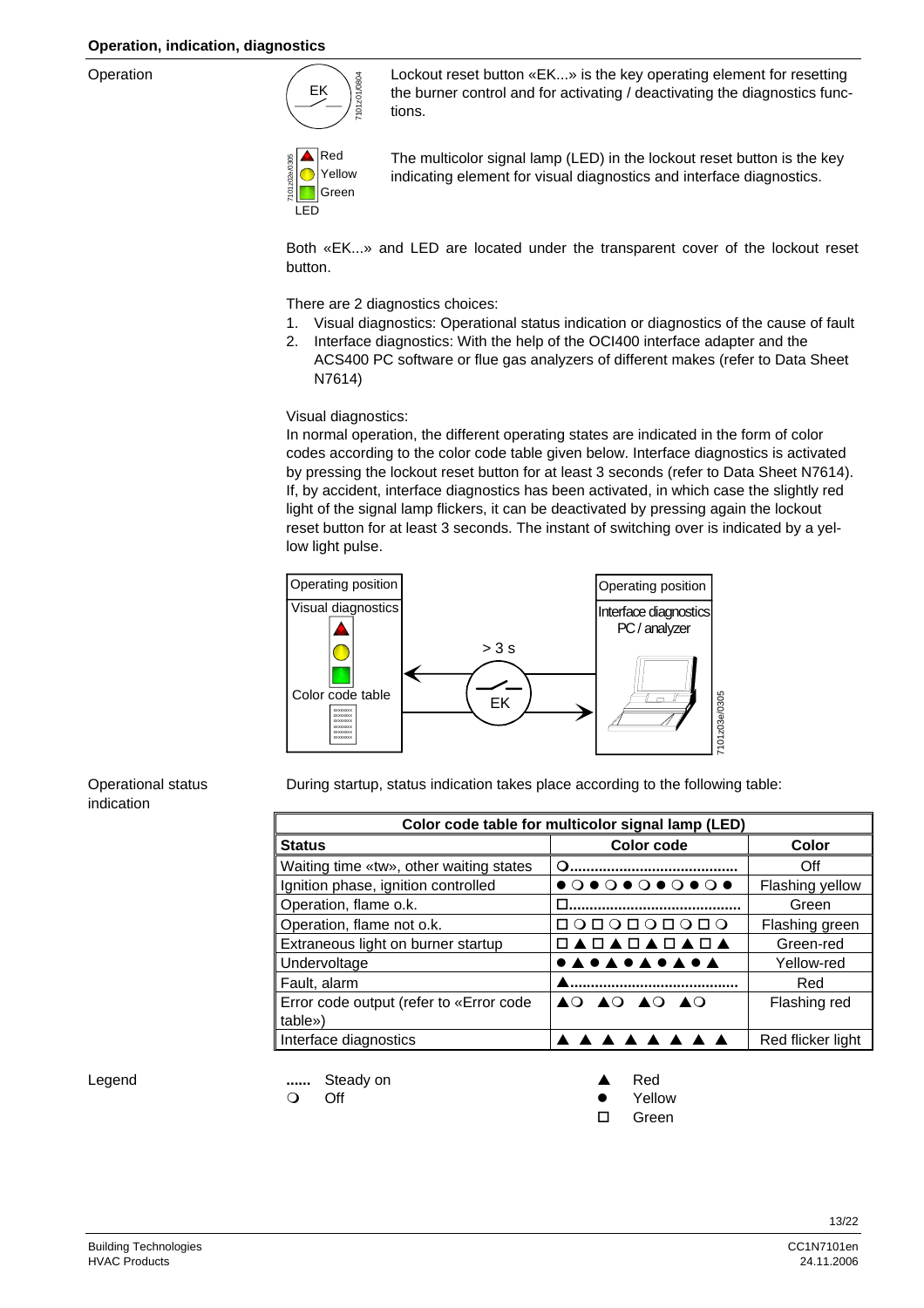## Operation, indication, diagnostics

Operation

Lockout reset button «EK...» is the key operating element for resetting the burner control and for activating / deactivating the diagnostics functions.

The multicolor signal lamp (LED) in the lockout reset button is the key indicating element for visual diagnostics and interface diagnostics.

Both «EK...» and LED are located under the transparent cover of the lockout reset button.

There are 2 diagnostics choices:

1. Visual diagnostics: Operational status indication or diagnostics of the cause of fault
2. Interface diagnostics: With the help of the OCI400 interface adapter and the ACS400 PC software or flue gas analyzers of different makes (refer to Data Sheet N7614)

Visual diagnostics:
In normal operation, the different operating states are indicated in the form of color codes according to the color code table given below. Interface diagnostics is activated by pressing the lockout reset button for at least 3 seconds (refer to Data Sheet N7614). If, by accident, interface diagnostics has been activated, in which case the slightly red light of the signal lamp flickers, it can be deactivated by pressing again the lockout reset button for at least 3 seconds. The instant of switching over is indicated by a yellow light pulse.

Operational status indication

During startup, status indication takes place according to the following table:

| Color code table for multicolor signal lamp (LED) | | |
|---|---|---|
| **Status** | **Color code** | **Color** |
| Waiting time «tw», other waiting states | ❍........................................ | Off |
| Ignition phase, ignition controlled | ● ❍ ● ❍ ● ❍ ● ❍ ● ❍ ● | Flashing yellow |
| Operation, flame o.k. | □........................................ | Green |
| Operation, flame not o.k. | □ ❍ □ ❍ □ ❍ □ ❍ □ ❍ | Flashing green |
| Extraneous light on burner startup | □ ▲ □ ▲ □ ▲ □ ▲ □ ▲ | Green-red |
| Undervoltage | ● ▲ ● ▲ ● ▲ ● ▲ ● ▲ | Yellow-red |
| Fault, alarm | ▲........................................ | Red |
| Error code output (refer to «Error code table») | ▲❍ ▲❍ ▲❍ ▲❍ | Flashing red |
| Interface diagnostics | ▲ ▲ ▲ ▲ ▲ ▲ ▲ ▲ | Red flicker light |

Legend

- ...... Steady on
- ❍ Off
- ▲ Red
- ● Yellow
- □ Green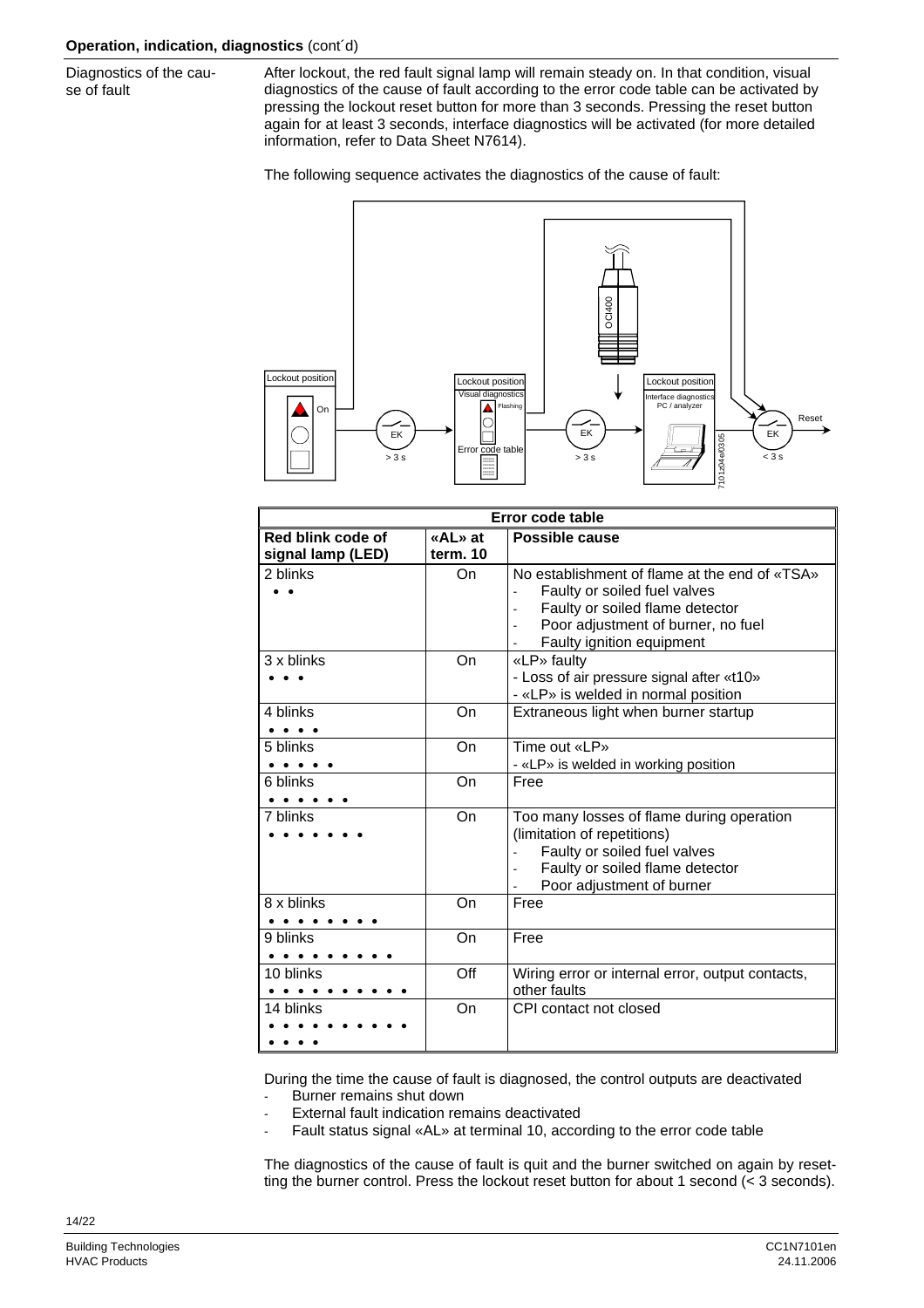**Operation, indication, diagnostics** (cont´d)

Diagnostics of the cause of fault

After lockout, the red fault signal lamp will remain steady on. In that condition, visual diagnostics of the cause of fault according to the error code table can be activated by pressing the lockout reset button for more than 3 seconds. Pressing the reset button again for at least 3 seconds, interface diagnostics will be activated (for more detailed information, refer to Data Sheet N7614).

The following sequence activates the diagnostics of the cause of fault:

| Error code table | | |
|---|---|---|
| **Red blink code of signal lamp (LED)** | **«AL» at term. 10** | **Possible cause** |
| 2 blinks<br>• • | On | No establishment of flame at the end of «TSA»<br>- Faulty or soiled fuel valves<br>- Faulty or soiled flame detector<br>- Poor adjustment of burner, no fuel<br>- Faulty ignition equipment |
| 3 x blinks<br>• • • | On | «LP» faulty<br>- Loss of air pressure signal after «t10»<br>- «LP» is welded in normal position |
| 4 blinks<br>• • • • | On | Extraneous light when burner startup |
| 5 blinks<br>• • • • • | On | Time out «LP»<br>- «LP» is welded in working position |
| 6 blinks<br>• • • • • • | On | Free |
| 7 blinks<br>• • • • • • • | On | Too many losses of flame during operation (limitation of repetitions)<br>- Faulty or soiled fuel valves<br>- Faulty or soiled flame detector<br>- Poor adjustment of burner |
| 8 x blinks<br>• • • • • • • • | On | Free |
| 9 blinks<br>• • • • • • • • • | On | Free |
| 10 blinks<br>• • • • • • • • • • | Off | Wiring error or internal error, output contacts, other faults |
| 14 blinks<br>• • • • • • • • • •<br>• • • • | On | CPI contact not closed |

During the time the cause of fault is diagnosed, the control outputs are deactivated
- Burner remains shut down
- External fault indication remains deactivated
- Fault status signal «AL» at terminal 10, according to the error code table

The diagnostics of the cause of fault is quit and the burner switched on again by resetting the burner control. Press the lockout reset button for about 1 second (< 3 seconds).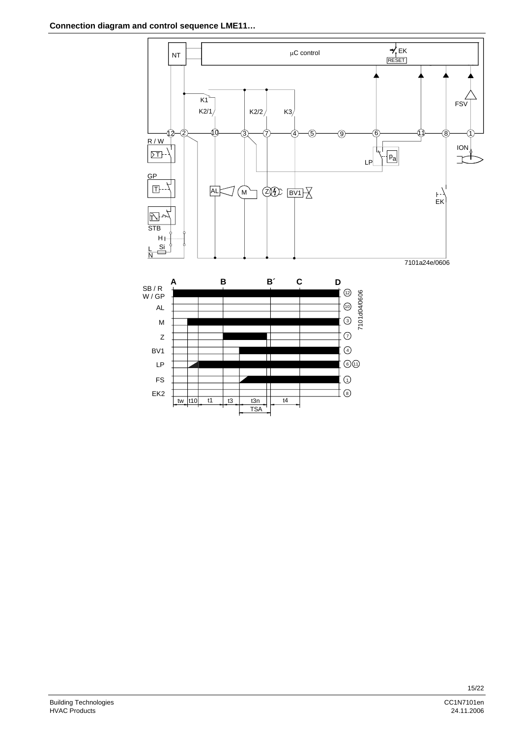**Connection diagram and control sequence LME11…**

NT

µC control

EK

RESET

K1

K2/1

K2/2

K3

FSV

12 2 10 3 7 4 5 9 6 11 8 1

R / W

T

GP

T

STB

H

Si

L

N

AL

M

Z

BV1

LP

$p_a$

ION

EK

7101a24e/0606

A B B´ C D

SB / R W / GP

AL

M

Z

BV1

LP

FS

EK2

12

10

3

7

4

6 11

1

8

tw t10 t1 t3 t3n t4

TSA

7101d04/0606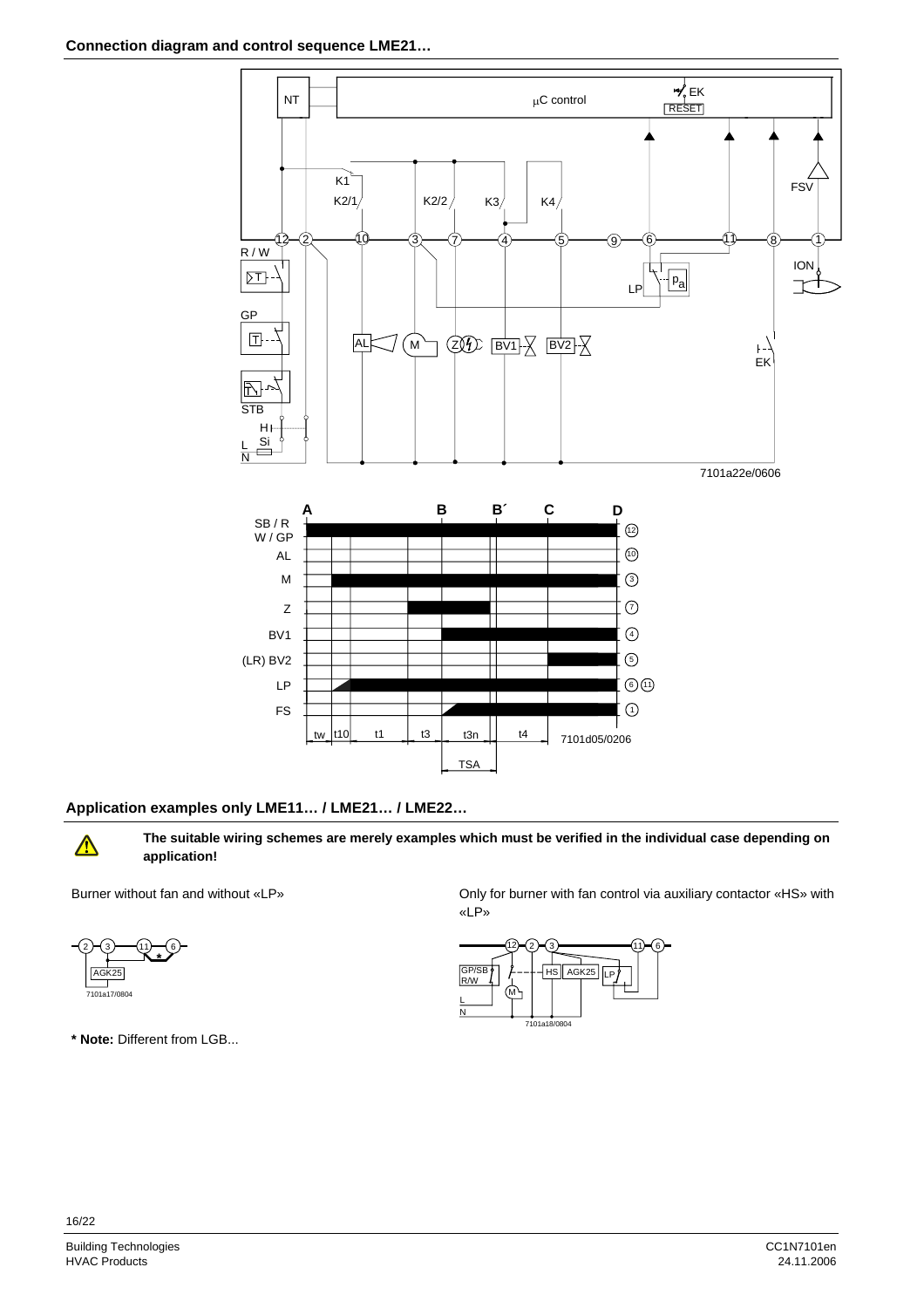## Connection diagram and control sequence LME21…

7101a22e/0606

7101d05/0206

## Application examples only LME11… / LME21… / LME22…

**The suitable wiring schemes are merely examples which must be verified in the individual case depending on application!**

Burner without fan and without «LP»

7101a17/0804

**\* Note:** Different from LGB...

Only for burner with fan control via auxiliary contactor «HS» with «LP»

7101a18/0804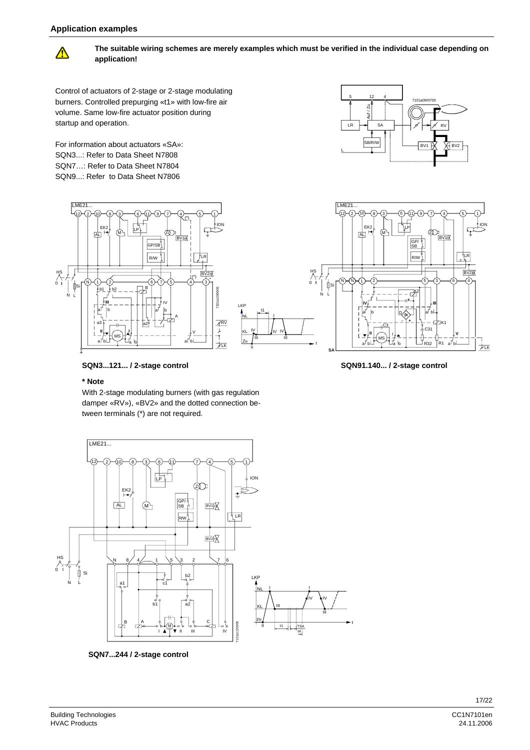## Application examples

**The suitable wiring schemes are merely examples which must be verified in the individual case depending on application!**

Control of actuators of 2-stage or 2-stage modulating burners. Controlled prepurging «t1» with low-fire air volume. Same low-fire actuator position during startup and operation.

For information about actuators «SA»:
SQN3...: Refer to Data Sheet N7808
SQN7…: Refer to Data Sheet N7804
SQN9...: Refer to Data Sheet N7806

**SQN3...121... / 2-stage control**

**SQN91.140... / 2-stage control**

**\* Note**

With 2-stage modulating burners (with gas regulation damper «RV»), «BV2» and the dotted connection between terminals (*) are not required.

**SQN7...244 / 2-stage control**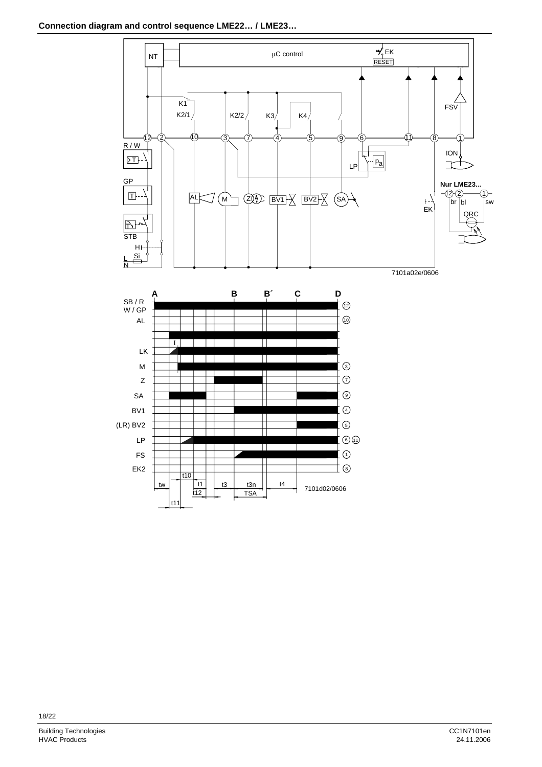**Connection diagram and control sequence LME22… / LME23…**

NT

μC control

EK

RESET

FSV

K1

K2/1

K2/2

K3

K4

12 2 10 3 7 4 5 9 6 11 8 1

R / W

T

ION

LP

$p_a$

GP

T

Nur LME23...

12 2 1

br bl sw

AL M Z BV1 BV2 SA

EK

QRC

STB

H

L Si

N

7101a02e/0606

A B B´ C D

SB / R
W / GP

AL

LK

M

Z

SA

BV1

(LR) BV2

LP

FS

EK2

12 10 3 7 9 4 5 6 11 1 8

I

tw t10 t1 t12 t11 t3 t3n TSA t4

7101d02/0606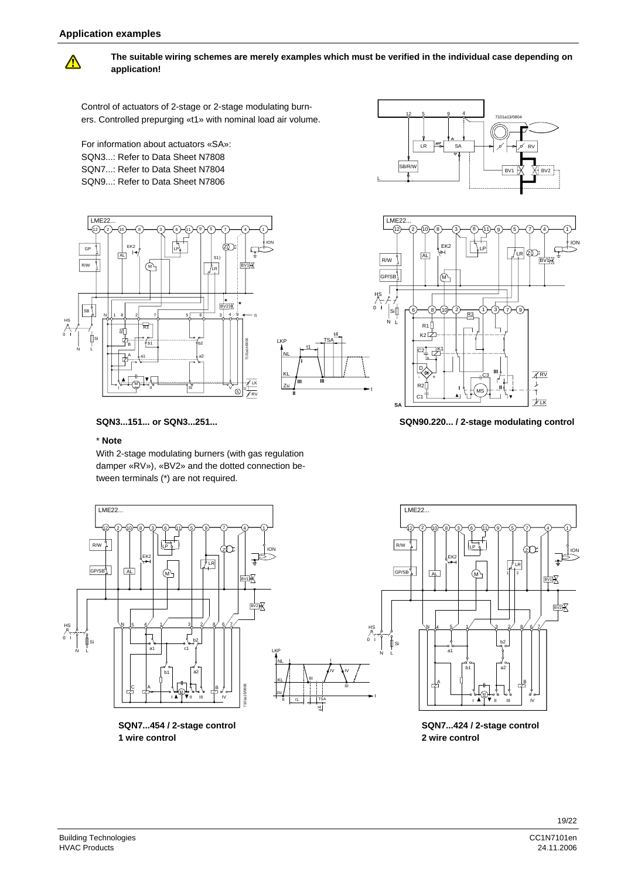## Application examples

⚠ **The suitable wiring schemes are merely examples which must be verified in the individual case depending on application!**

Control of actuators of 2-stage or 2-stage modulating burners. Controlled prepurging «t1» with nominal load air volume.

For information about actuators «SA»:
SQN3...: Refer to Data Sheet N7808
SQN7...: Refer to Data Sheet N7804
SQN9...: Refer to Data Sheet N7806

**SQN3...151... or SQN3...251...**

**SQN90.220... / 2-stage modulating control**

\* **Note**

With 2-stage modulating burners (with gas regulation damper «RV»), «BV2» and the dotted connection between terminals (*) are not required.

**SQN7...454 / 2-stage control**
**1 wire control**

**SQN7...424 / 2-stage control**
**2 wire control**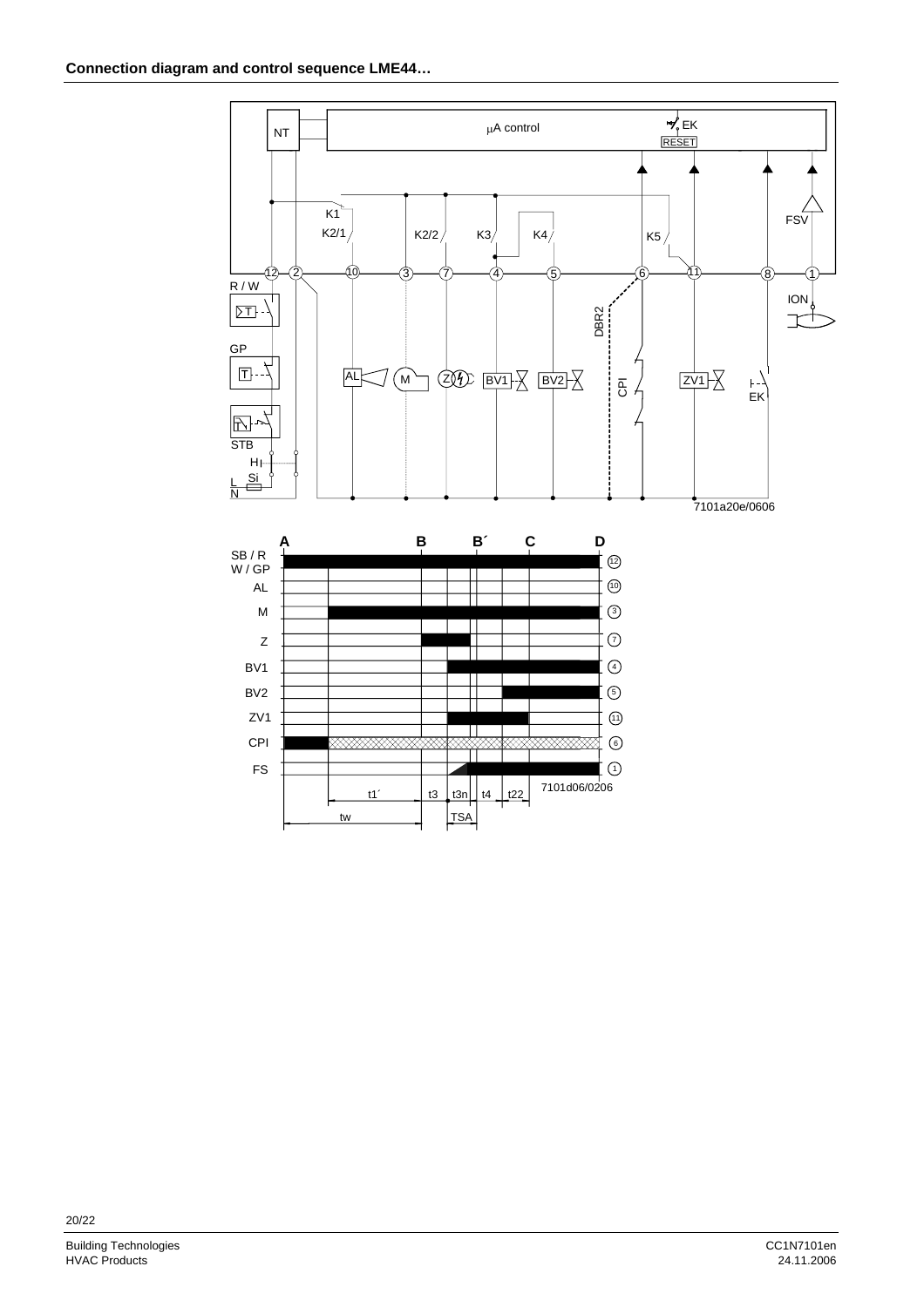## Connection diagram and control sequence LME44…

NT

µA control

EK

RESET

K1

K2/1

K2/2

K3

K4

K5

FSV

12 2 10 3 7 4 5 6 11 8 1

R / W

ION

DBR2

GP

AL M Z BV1 BV2 CPI ZV1 EK

STB

H

Si

L

N

7101a20e/0606

A B B´ C D

SB / R W / GP — 12

AL — 10

M — 3

Z — 7

BV1 — 4

BV2 — 5

ZV1 — 11

CPI — 6

FS — 1

t1´ t3 t3n t4 t22

tw TSA

7101d06/0206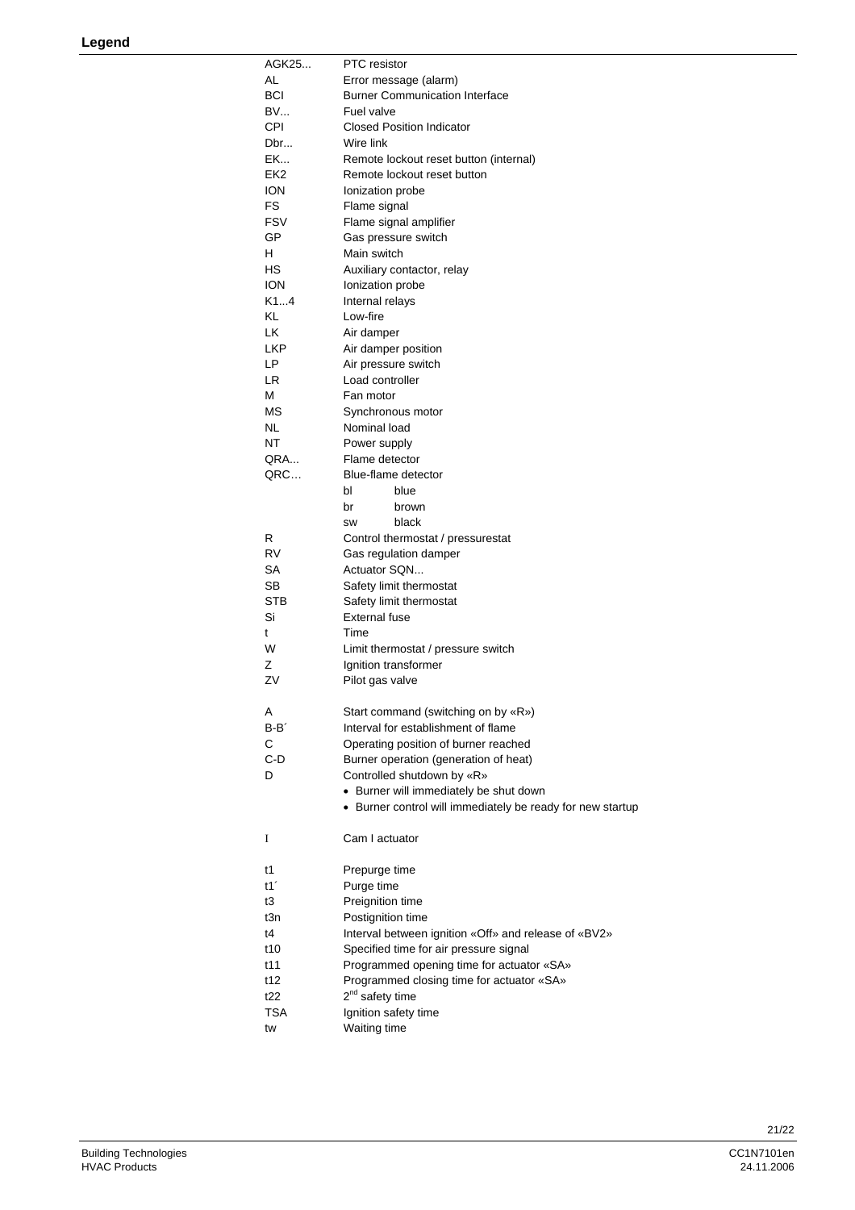## Legend

| | |
|---|---|
| AGK25... | PTC resistor |
| AL | Error message (alarm) |
| BCI | Burner Communication Interface |
| BV... | Fuel valve |
| CPI | Closed Position Indicator |
| Dbr... | Wire link |
| EK... | Remote lockout reset button (internal) |
| EK2 | Remote lockout reset button |
| ION | Ionization probe |
| FS | Flame signal |
| FSV | Flame signal amplifier |
| GP | Gas pressure switch |
| H | Main switch |
| HS | Auxiliary contactor, relay |
| ION | Ionization probe |
| K1...4 | Internal relays |
| KL | Low-fire |
| LK | Air damper |
| LKP | Air damper position |
| LP | Air pressure switch |
| LR | Load controller |
| M | Fan motor |
| MS | Synchronous motor |
| NL | Nominal load |
| NT | Power supply |
| QRA... | Flame detector |
| QRC… | Blue-flame detector<br>bl blue<br>br brown<br>sw black |
| R | Control thermostat / pressurestat |
| RV | Gas regulation damper |
| SA | Actuator SQN... |
| SB | Safety limit thermostat |
| STB | Safety limit thermostat |
| Si | External fuse |
| t | Time |
| W | Limit thermostat / pressure switch |
| Z | Ignition transformer |
| ZV | Pilot gas valve |
| | |
| A | Start command (switching on by «R») |
| B-B´ | Interval for establishment of flame |
| C | Operating position of burner reached |
| C-D | Burner operation (generation of heat) |
| D | Controlled shutdown by «R»<br>• Burner will immediately be shut down<br>• Burner control will immediately be ready for new startup |
| | |
| I | Cam I actuator |
| | |
| t1 | Prepurge time |
| t1´ | Purge time |
| t3 | Preignition time |
| t3n | Postignition time |
| t4 | Interval between ignition «Off» and release of «BV2» |
| t10 | Specified time for air pressure signal |
| t11 | Programmed opening time for actuator «SA» |
| t12 | Programmed closing time for actuator «SA» |
| t22 | 2nd safety time |
| TSA | Ignition safety time |
| tw | Waiting time |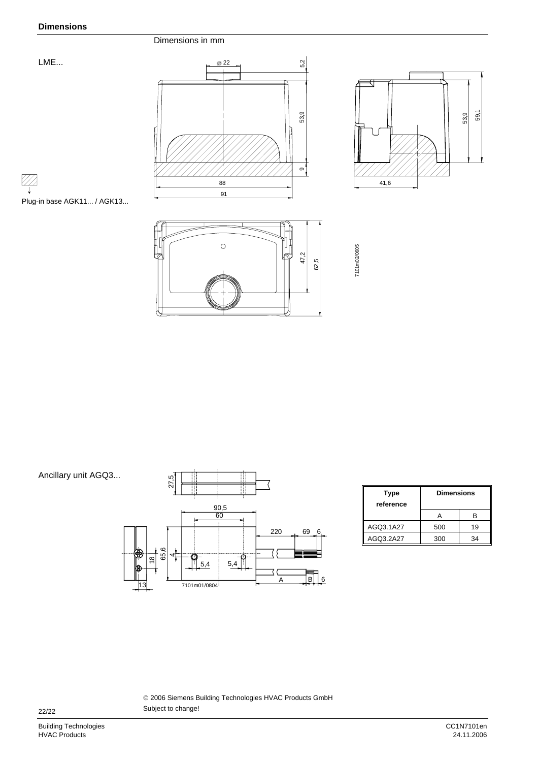## Dimensions

Dimensions in mm

LME...

⌀ 22

5,2

53,9

9

88

91

53,9

59,1

41,6

Plug-in base AGK11... / AGK13...

47,2

62,5

7101m02/0605

Ancillary unit AGQ3...

27,5

90,5

60

220

69

6

65,6

18

4

5,4

5,4

13

7101m01/0804

A

B

6

| Type reference | Dimensions | |
|---|---|---|
| | A | B |
| AGQ3.1A27 | 500 | 19 |
| AGQ3.2A27 | 300 | 34 |

© 2006 Siemens Building Technologies HVAC Products GmbH
Subject to change!